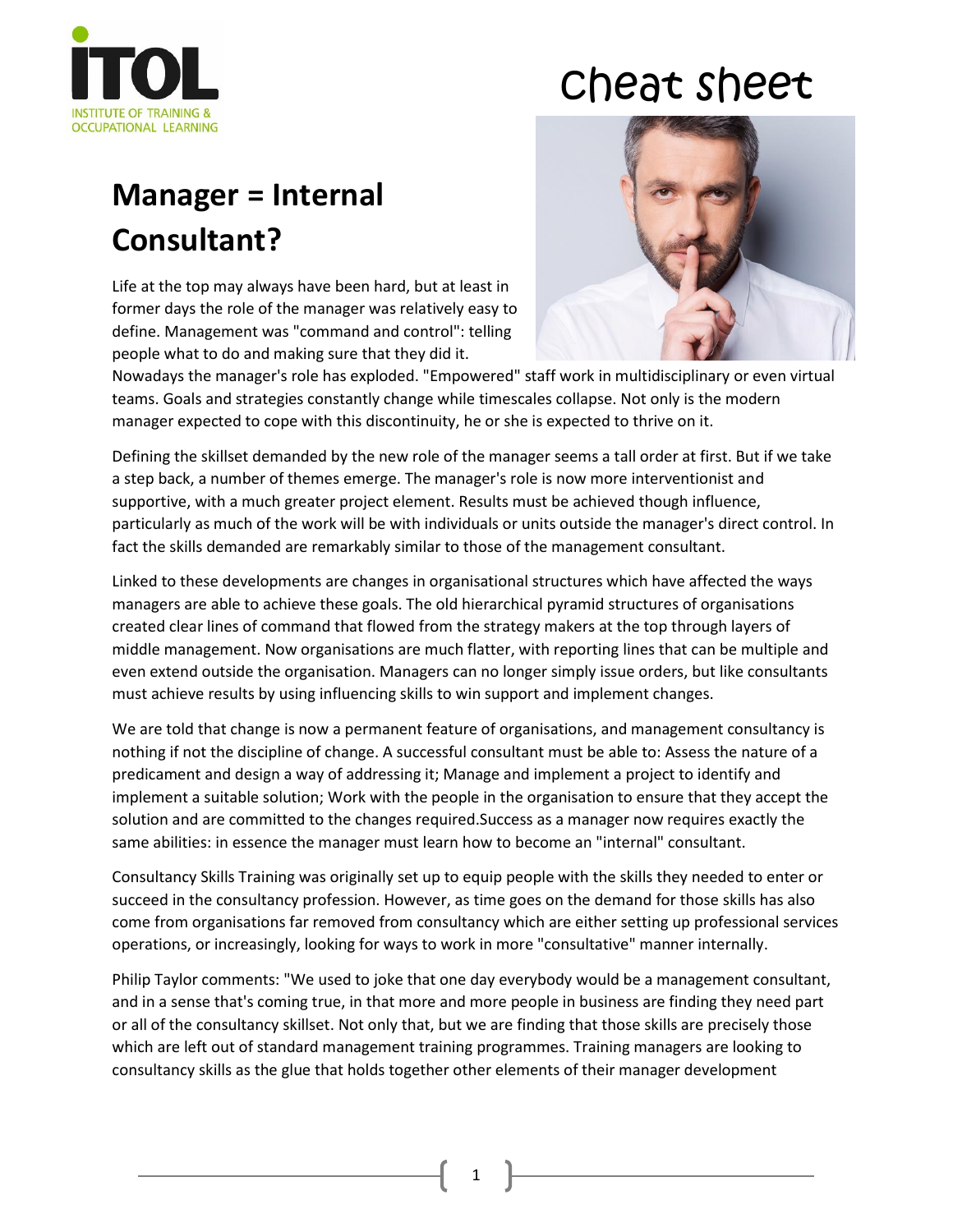Cheat sheet

# Manager = Internal Consultant?

Life at the top may always have been hard, but at least in former days the role of the manager was relatively easy to define. Management was "command and control": telling people what to do and making sure that they did it. Nowadays the manager's role has exploded. "Empowered" staff work in multidisciplinary or even virtual teams. Goals and strategies constantly change while timescales collapse. Not only is the modern manager expected to cope with this discontinuity, he or she is expected to thrive on it.

Defining the skillset demanded by the new role of the manager seems a tall order at first. But if we take a step back, a number of themes emerge. The manager's role is now more interventionist and supportive, with a much greater project element. Results must be achieved though influence, particularly as much of the work will be with individuals or units outside the manager's direct control. In fact the skills demanded are remarkably similar to those of the management consultant.

Linked to these developments are changes in organisational structures which have affected the ways managers are able to achieve these goals. The old hierarchical pyramid structures of organisations created clear lines of command that flowed from the strategy makers at the top through layers of middle management. Now organisations are much flatter, with reporting lines that can be multiple and even extend outside the organisation. Managers can no longer simply issue orders, but like consultants must achieve results by using influencing skills to win support and implement changes.

We are told that change is now a permanent feature of organisations, and management consultancy is nothing if not the discipline of change. A successful consultant must be able to: Assess the nature of a predicament and design a way of addressing it; Manage and implement a project to identify and implement a suitable solution; Work with the people in the organisation to ensure that they accept the solution and are committed to the changes required.Success as a manager now requires exactly the same abilities: in essence the manager must learn how to become an "internal" consultant.

Consultancy Skills Training was originally set up to equip people with the skills they needed to enter or succeed in the consultancy profession. However, as time goes on the demand for those skills has also come from organisations far removed from consultancy which are either setting up professional services operations, or increasingly, looking for ways to work in more "consultative" manner internally.

Philip Taylor comments: "We used to joke that one day everybody would be a management consultant, and in a sense that's coming true, in that more and more people in business are finding they need part or all of the consultancy skillset. Not only that, but we are finding that those skills are precisely those which are left out of standard management training programmes. Training managers are looking to consultancy skills as the glue that holds together other elements of their manager development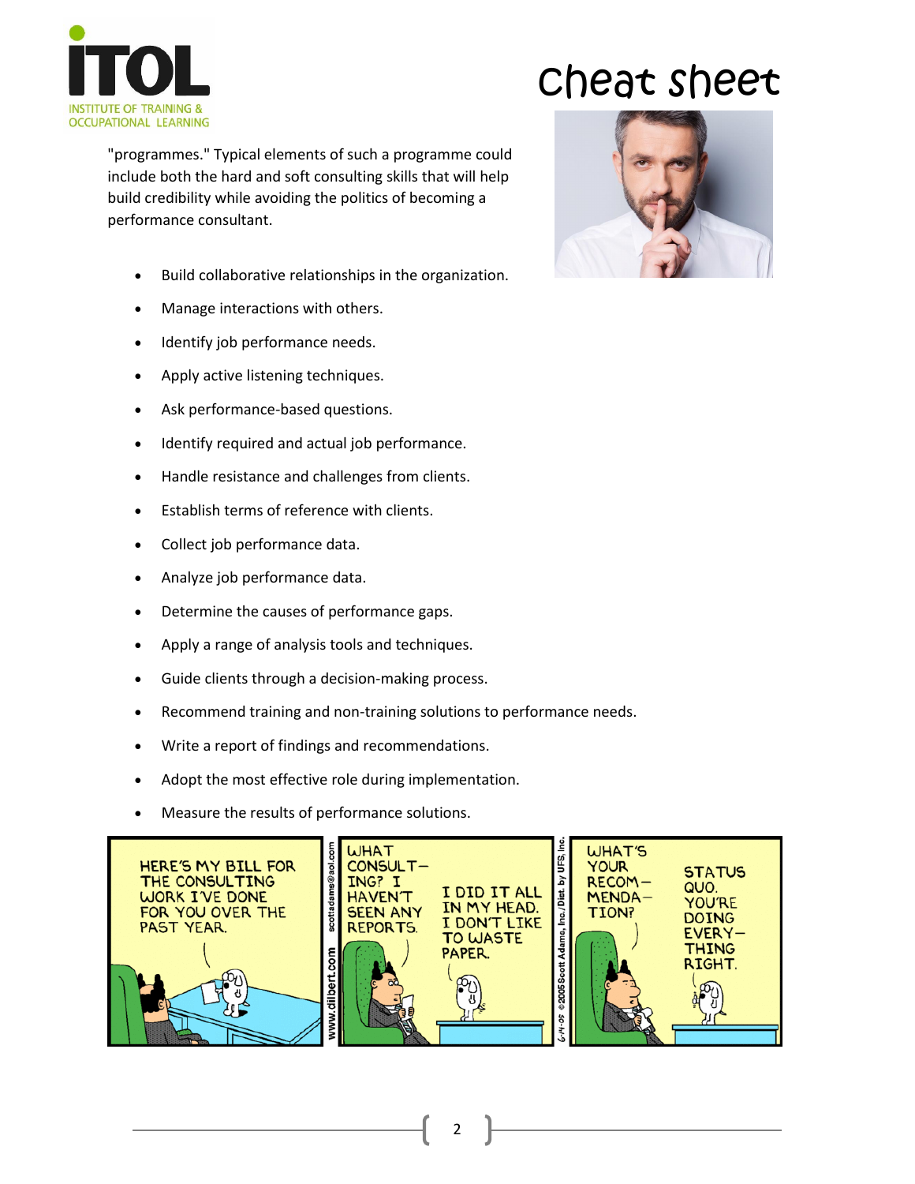# Cheat sheet

"programmes." Typical elements of such a programme could include both the hard and soft consulting skills that will help build credibility while avoiding the politics of becoming a performance consultant.

- Build collaborative relationships in the organization.
- Manage interactions with others.
- Identify job performance needs.
- Apply active listening techniques.
- Ask performance-based questions.
- Identify required and actual job performance.
- Handle resistance and challenges from clients.
- Establish terms of reference with clients.
- Collect job performance data.
- Analyze job performance data.
- Determine the causes of performance gaps.
- Apply a range of analysis tools and techniques.
- Guide clients through a decision-making process.
- Recommend training and non-training solutions to performance needs.
- Write a report of findings and recommendations.
- Adopt the most effective role during implementation.
- Measure the results of performance solutions.